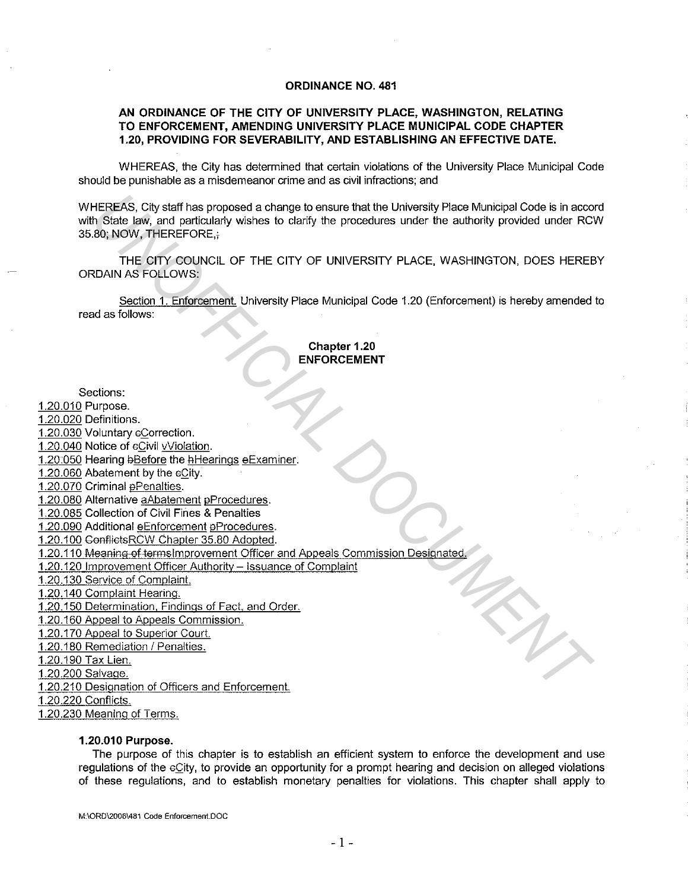**ORDINANCE NO. 481**

**AN ORDINANCE OF THE CITY OF UNIVERSITY PLACE, WASHINGTON, RELATING TO ENFORCEMENT, AMENDING UNIVERSITY PLACE MUNICIPAL CODE CHAPTER 1.20, PROVIDING FOR SEVERABILITY, AND ESTABLISHING AN EFFECTIVE DATE.**

WHEREAS, the City has determined that certain violations of the University Place Municipal Code should be punishable as a misdemeanor crime and as civil infractions; and

WHEREAS, City staff has proposed a change to ensure that the University Place Municipal Code is in accord with State law, and particularly wishes to clarify the procedures under the authority provided under RCW 35.80; NOW, THEREFORE,;

THE CITY COUNCIL OF THE CITY OF UNIVERSITY PLACE, WASHINGTON, DOES HEREBY ORDAIN AS FOLLOWS:

Section 1. Enforcement. University Place Municipal Code 1.20 (Enforcement) is hereby amended to read as follows:

**Chapter 1.20**
**ENFORCEMENT**

Sections:

1.20.010 Purpose.
1.20.020 Definitions.
1.20.030 Voluntary cCorrection.
1.20.040 Notice of cCivil vViolation.
1.20.050 Hearing bBefore the hHearings eExaminer.
1.20.060 Abatement by the cCity.
1.20.070 Criminal pPenalties.
1.20.080 Alternative aAbatement pProcedures.
1.20.085 Collection of Civil Fines & Penalties
1.20.090 Additional eEnforcement pProcedures.
1.20.100 ConflictsRCW Chapter 35.80 Adopted.
1.20.110 Meaning of termsImprovement Officer and Appeals Commission Designated.
1.20.120 Improvement Officer Authority – Issuance of Complaint
1.20.130 Service of Complaint.
1.20.140 Complaint Hearing.
1.20.150 Determination, Findings of Fact, and Order.
1.20.160 Appeal to Appeals Commission.
1.20.170 Appeal to Superior Court.
1.20.180 Remediation / Penalties.
1.20.190 Tax Lien.
1.20.200 Salvage.
1.20.210 Designation of Officers and Enforcement.
1.20.220 Conflicts.
1.20.230 Meaning of Terms.

**1.20.010 Purpose.**

The purpose of this chapter is to establish an efficient system to enforce the development and use regulations of the cCity, to provide an opportunity for a prompt hearing and decision on alleged violations of these regulations, and to establish monetary penalties for violations. This chapter shall apply to

M:\ORD\2006\481 Code Enforcement.DOC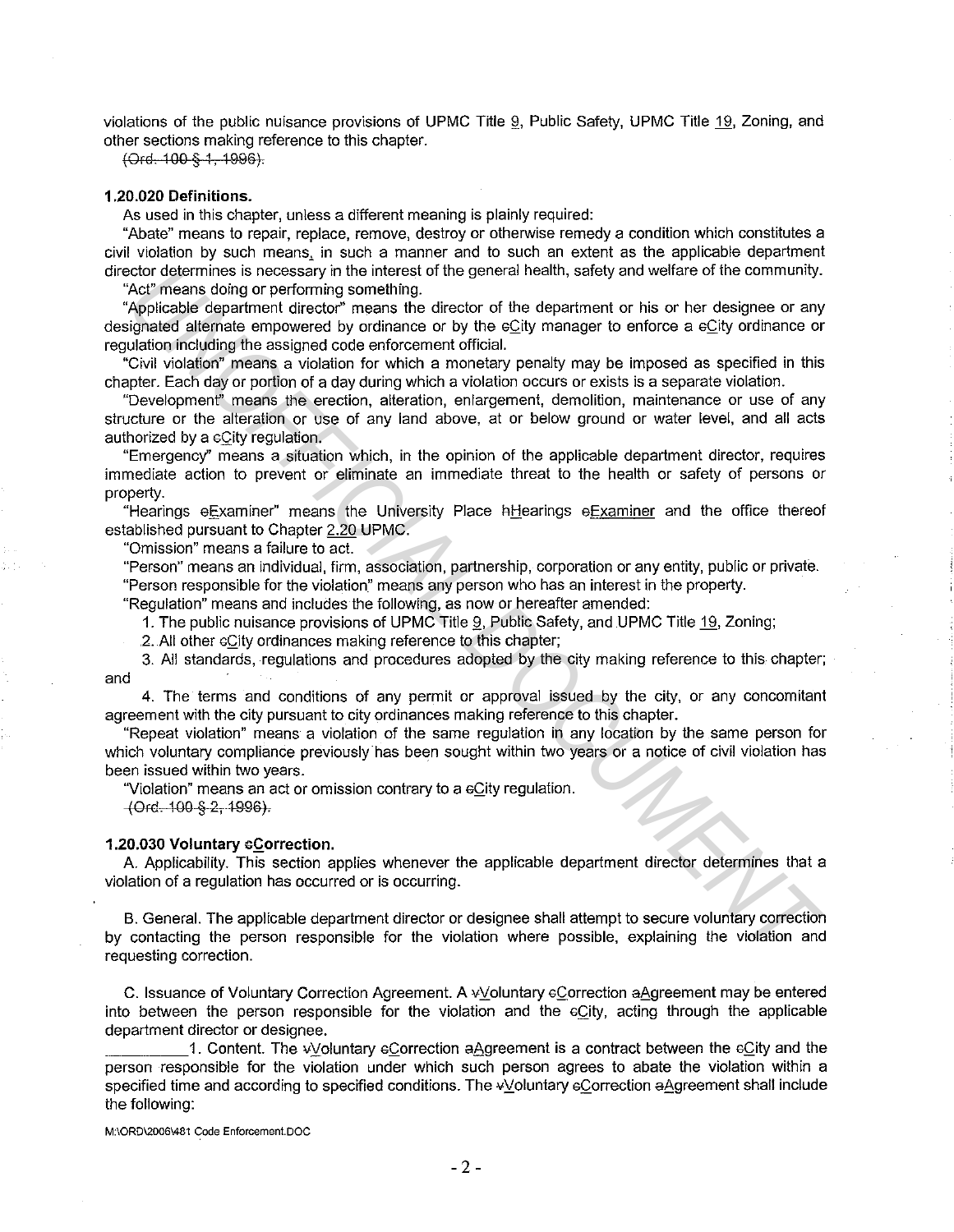violations of the public nuisance provisions of UPMC Title 9, Public Safety, UPMC Title 19, Zoning, and other sections making reference to this chapter.

~~(Ord. 100 § 1, 1996).~~

**1.20.020 Definitions.**

As used in this chapter, unless a different meaning is plainly required:

"Abate" means to repair, replace, remove, destroy or otherwise remedy a condition which constitutes a civil violation by such means, in such a manner and to such an extent as the applicable department director determines is necessary in the interest of the general health, safety and welfare of the community.

"Act" means doing or performing something.

"Applicable department director" means the director of the department or his or her designee or any designated alternate empowered by ordinance or by the ~~c~~City manager to enforce a ~~c~~City ordinance or regulation including the assigned code enforcement official.

"Civil violation" means a violation for which a monetary penalty may be imposed as specified in this chapter. Each day or portion of a day during which a violation occurs or exists is a separate violation.

"Development" means the erection, alteration, enlargement, demolition, maintenance or use of any structure or the alteration or use of any land above, at or below ground or water level, and all acts authorized by a ~~c~~City regulation.

"Emergency" means a situation which, in the opinion of the applicable department director, requires immediate action to prevent or eliminate an immediate threat to the health or safety of persons or property.

"Hearings ~~e~~Examiner" means the University Place ~~h~~Hearings ~~e~~Examiner and the office thereof established pursuant to Chapter 2.20 UPMC.

"Omission" means a failure to act.

"Person" means an individual, firm, association, partnership, corporation or any entity, public or private.

"Person responsible for the violation" means any person who has an interest in the property.

"Regulation" means and includes the following, as now or hereafter amended:

1. The public nuisance provisions of UPMC Title 9, Public Safety, and UPMC Title 19, Zoning;
2. All other ~~c~~City ordinances making reference to this chapter;
3. All standards, regulations and procedures adopted by the city making reference to this chapter; and
4. The terms and conditions of any permit or approval issued by the city, or any concomitant agreement with the city pursuant to city ordinances making reference to this chapter.

"Repeat violation" means a violation of the same regulation in any location by the same person for which voluntary compliance previously has been sought within two years or a notice of civil violation has been issued within two years.

"Violation" means an act or omission contrary to a ~~c~~City regulation.

~~(Ord. 100 § 2, 1996).~~

**1.20.030 Voluntary ~~c~~Correction.**

A. Applicability. This section applies whenever the applicable department director determines that a violation of a regulation has occurred or is occurring.

B. General. The applicable department director or designee shall attempt to secure voluntary correction by contacting the person responsible for the violation where possible, explaining the violation and requesting correction.

C. Issuance of Voluntary Correction Agreement. A ~~v~~Voluntary ~~c~~Correction ~~a~~Agreement may be entered into between the person responsible for the violation and the ~~c~~City, acting through the applicable department director or designee.

1. Content. The ~~v~~Voluntary ~~c~~Correction ~~a~~Agreement is a contract between the ~~c~~City and the person responsible for the violation under which such person agrees to abate the violation within a specified time and according to specified conditions. The ~~v~~Voluntary ~~c~~Correction ~~a~~Agreement shall include the following:

M:\ORD\2006\481 Code Enforcement.DOC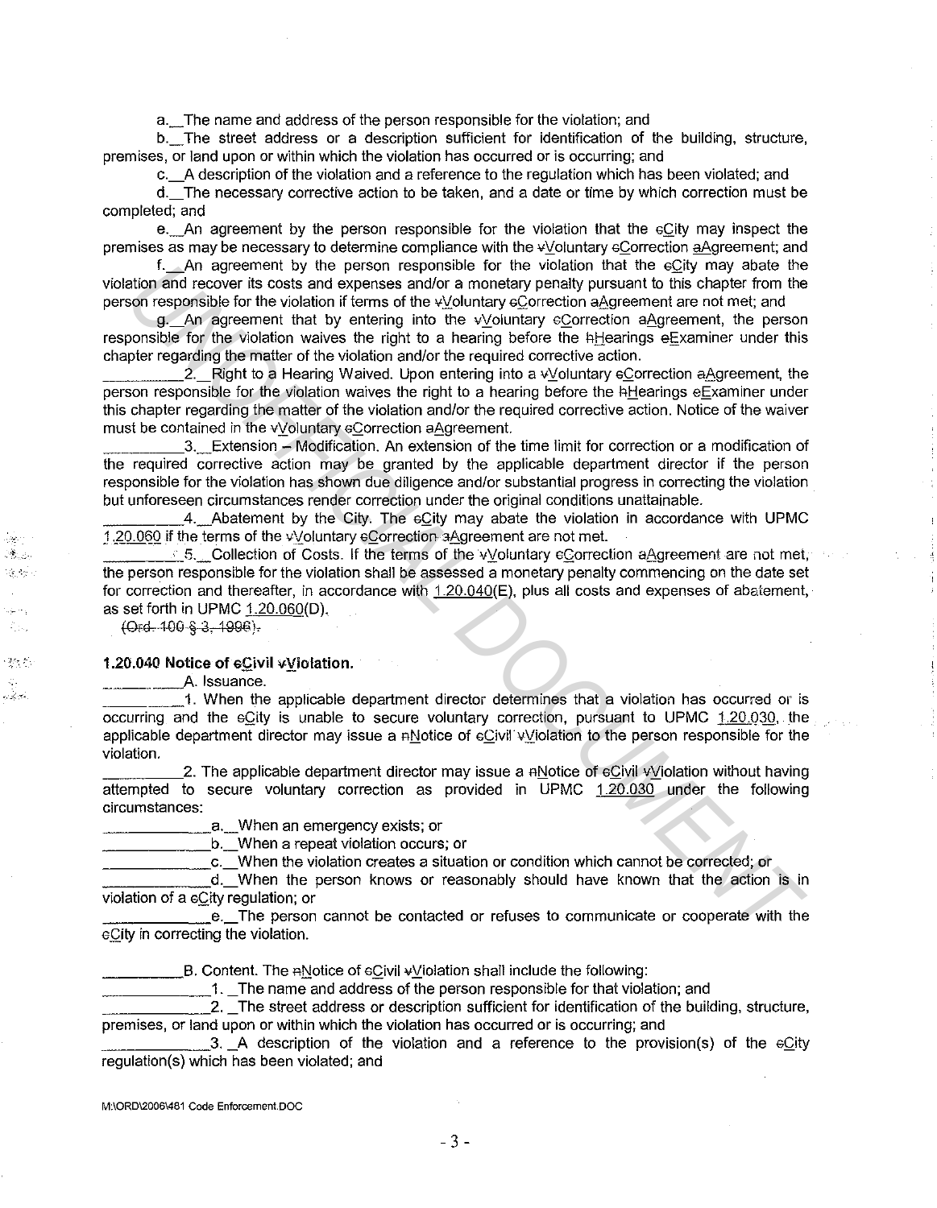a. The name and address of the person responsible for the violation; and

b. The street address or a description sufficient for identification of the building, structure, premises, or land upon or within which the violation has occurred or is occurring; and

c. A description of the violation and a reference to the regulation which has been violated; and

d. The necessary corrective action to be taken, and a date or time by which correction must be completed; and

e. An agreement by the person responsible for the violation that the cCity may inspect the premises as may be necessary to determine compliance with the vVoluntary cCorrection aAgreement; and

f. An agreement by the person responsible for the violation that the cCity may abate the violation and recover its costs and expenses and/or a monetary penalty pursuant to this chapter from the person responsible for the violation if terms of the vVoluntary cCorrection aAgreement are not met; and

g. An agreement that by entering into the vVoluntary cCorrection aAgreement, the person responsible for the violation waives the right to a hearing before the hHearings eExaminer under this chapter regarding the matter of the violation and/or the required corrective action.

2. Right to a Hearing Waived. Upon entering into a vVoluntary cCorrection aAgreement, the person responsible for the violation waives the right to a hearing before the hHearings eExaminer under this chapter regarding the matter of the violation and/or the required corrective action. Notice of the waiver must be contained in the vVoluntary cCorrection aAgreement.

3. Extension – Modification. An extension of the time limit for correction or a modification of the required corrective action may be granted by the applicable department director if the person responsible for the violation has shown due diligence and/or substantial progress in correcting the violation but unforeseen circumstances render correction under the original conditions unattainable.

4. Abatement by the City. The cCity may abate the violation in accordance with UPMC 1.20.060 if the terms of the vVoluntary cCorrection aAgreement are not met.

5. Collection of Costs. If the terms of the vVoluntary cCorrection aAgreement are not met, the person responsible for the violation shall be assessed a monetary penalty commencing on the date set for correction and thereafter, in accordance with 1.20.040(E), plus all costs and expenses of abatement, as set forth in UPMC 1.20.060(D).

~~(Ord. 100 § 3, 1996).~~

**1.20.040 Notice of cCivil vViolation.**

A. Issuance.

1. When the applicable department director determines that a violation has occurred or is occurring and the cCity is unable to secure voluntary correction, pursuant to UPMC 1.20.030, the applicable department director may issue a nNotice of cCivil vViolation to the person responsible for the violation.

2. The applicable department director may issue a nNotice of cCivil vViolation without having attempted to secure voluntary correction as provided in UPMC 1.20.030 under the following circumstances:

a. When an emergency exists; or

b. When a repeat violation occurs; or

c. When the violation creates a situation or condition which cannot be corrected; or

d. When the person knows or reasonably should have known that the action is in violation of a cCity regulation; or

e. The person cannot be contacted or refuses to communicate or cooperate with the cCity in correcting the violation.

B. Content. The nNotice of cCivil vViolation shall include the following:

1. The name and address of the person responsible for that violation; and

2. The street address or description sufficient for identification of the building, structure, premises, or land upon or within which the violation has occurred or is occurring; and

3. A description of the violation and a reference to the provision(s) of the cCity regulation(s) which has been violated; and

M:\ORD\2006\481 Code Enforcement.DOC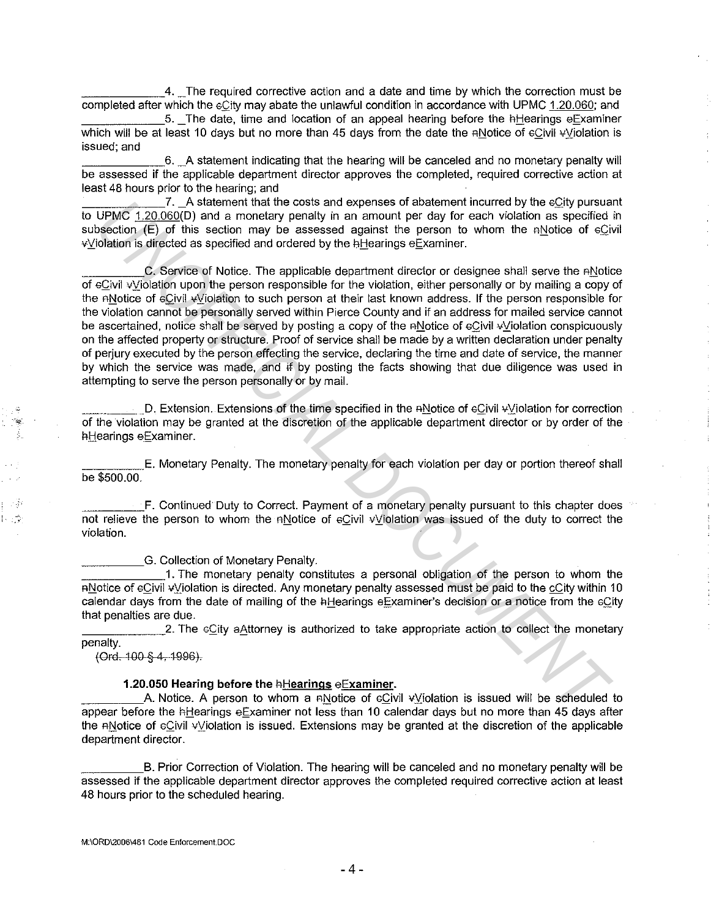4. The required corrective action and a date and time by which the correction must be completed after which the City may abate the unlawful condition in accordance with UPMC 1.20.060; and

5. The date, time and location of an appeal hearing before the Hearings Examiner which will be at least 10 days but no more than 45 days from the date the Notice of Civil Violation is issued; and

6. A statement indicating that the hearing will be canceled and no monetary penalty will be assessed if the applicable department director approves the completed, required corrective action at least 48 hours prior to the hearing; and

7. A statement that the costs and expenses of abatement incurred by the City pursuant to UPMC 1.20.060(D) and a monetary penalty in an amount per day for each violation as specified in subsection (E) of this section may be assessed against the person to whom the Notice of Civil Violation is directed as specified and ordered by the Hearings Examiner.

C. Service of Notice. The applicable department director or designee shall serve the Notice of Civil Violation upon the person responsible for the violation, either personally or by mailing a copy of the Notice of Civil Violation to such person at their last known address. If the person responsible for the violation cannot be personally served within Pierce County and if an address for mailed service cannot be ascertained, notice shall be served by posting a copy of the Notice of Civil Violation conspicuously on the affected property or structure. Proof of service shall be made by a written declaration under penalty of perjury executed by the person effecting the service, declaring the time and date of service, the manner by which the service was made, and ~~if~~ by posting the facts showing that due diligence was used in attempting to serve the person personally or by mail.

D. Extension. Extensions of the time specified in the Notice of Civil Violation for correction of the violation may be granted at the discretion of the applicable department director or by order of the Hearings Examiner.

E. Monetary Penalty. The monetary penalty for each violation per day or portion thereof shall be $500.00.

F. Continued Duty to Correct. Payment of a monetary penalty pursuant to this chapter does not relieve the person to whom the Notice of Civil Violation was issued of the duty to correct the violation.

G. Collection of Monetary Penalty.

1. The monetary penalty constitutes a personal obligation of the person to whom the Notice of Civil Violation is directed. Any monetary penalty assessed must be paid to the City within 10 calendar days from the date of mailing of the Hearings Examiner's decision or a notice from the City that penalties are due.

2. The City Attorney is authorized to take appropriate action to collect the monetary penalty.

~~(Ord. 100 § 4, 1996).~~

**1.20.050 Hearing before the Hearings Examiner.**

A. Notice. A person to whom a Notice of Civil Violation is issued will be scheduled to appear before the Hearings Examiner not less than 10 calendar days but no more than 45 days after the Notice of Civil Violation is issued. Extensions may be granted at the discretion of the applicable department director.

B. Prior Correction of Violation. The hearing will be canceled and no monetary penalty will be assessed if the applicable department director approves the completed required corrective action at least 48 hours prior to the scheduled hearing.

M:\ORD\2006\481 Code Enforcement.DOC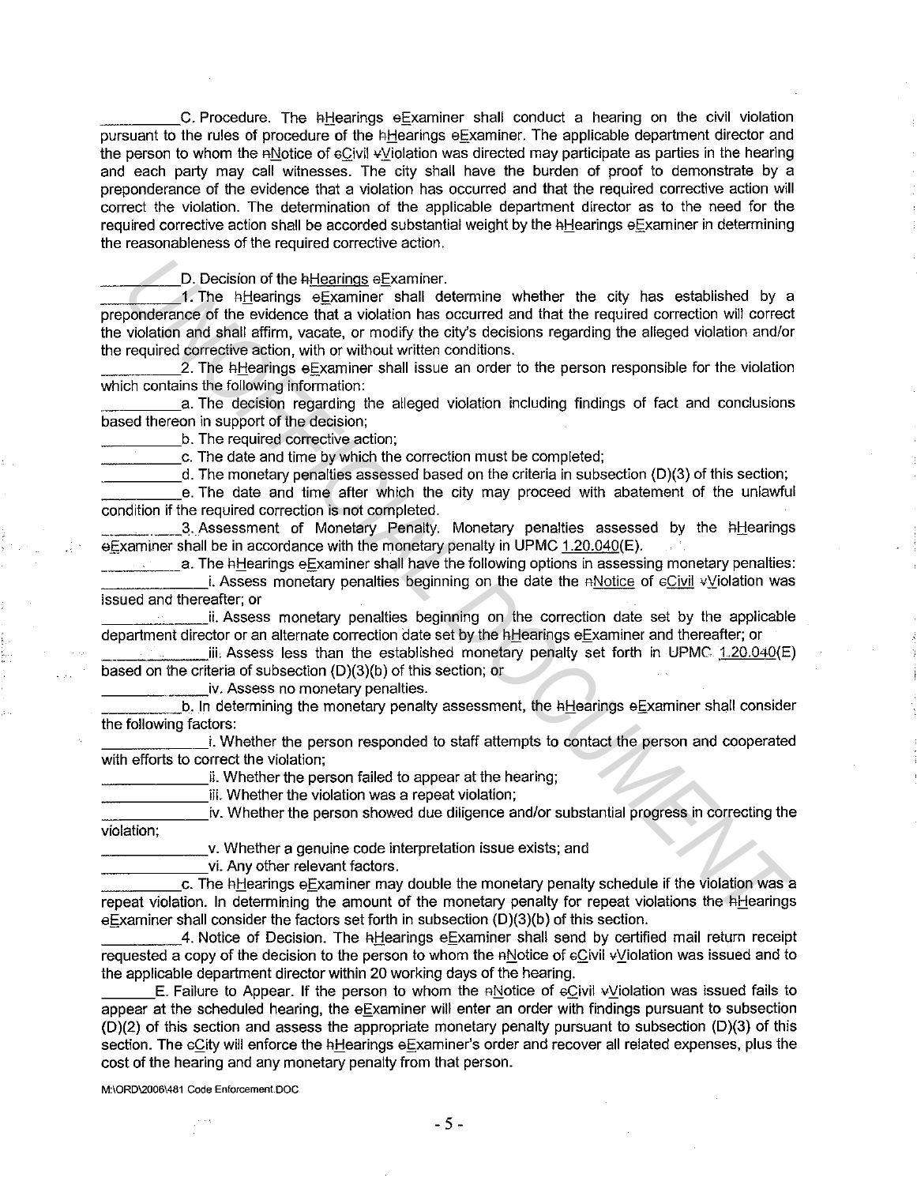__________C. Procedure. The hHearings eExaminer shall conduct a hearing on the civil violation pursuant to the rules of procedure of the hHearings eExaminer. The applicable department director and the person to whom the nNotice of cCivil vViolation was directed may participate as parties in the hearing and each party may call witnesses. The city shall have the burden of proof to demonstrate by a preponderance of the evidence that a violation has occurred and that the required corrective action will correct the violation. The determination of the applicable department director as to the need for the required corrective action shall be accorded substantial weight by the hHearings eExaminer in determining the reasonableness of the required corrective action.

__________D. Decision of the hHearings eExaminer.

__________1. The hHearings eExaminer shall determine whether the city has established by a preponderance of the evidence that a violation has occurred and that the required correction will correct the violation and shall affirm, vacate, or modify the city's decisions regarding the alleged violation and/or the required corrective action, with or without written conditions.

__________2. The hHearings eExaminer shall issue an order to the person responsible for the violation which contains the following information:

__________a. The decision regarding the alleged violation including findings of fact and conclusions based thereon in support of the decision;

__________b. The required corrective action;

__________c. The date and time by which the correction must be completed;

__________d. The monetary penalties assessed based on the criteria in subsection (D)(3) of this section;

__________e. The date and time after which the city may proceed with abatement of the unlawful condition if the required correction is not completed.

__________3. Assessment of Monetary Penalty. Monetary penalties assessed by the hHearings eExaminer shall be in accordance with the monetary penalty in UPMC 1.20.040(E).

__________a. The hHearings eExaminer shall have the following options in assessing monetary penalties:

_____________i. Assess monetary penalties beginning on the date the nNotice of cCivil vViolation was issued and thereafter; or

_____________ii. Assess monetary penalties beginning on the correction date set by the applicable department director or an alternate correction date set by the hHearings eExaminer and thereafter; or

_____________iii. Assess less than the established monetary penalty set forth in UPMC 1.20.040(E) based on the criteria of subsection (D)(3)(b) of this section; or

_____________iv. Assess no monetary penalties.

__________b. In determining the monetary penalty assessment, the hHearings eExaminer shall consider the following factors:

_____________i. Whether the person responded to staff attempts to contact the person and cooperated with efforts to correct the violation;

_____________ii. Whether the person failed to appear at the hearing;

_____________iii. Whether the violation was a repeat violation;

_____________iv. Whether the person showed due diligence and/or substantial progress in correcting the violation;

_____________v. Whether a genuine code interpretation issue exists; and

_____________vi. Any other relevant factors.

__________c. The hHearings eExaminer may double the monetary penalty schedule if the violation was a repeat violation. In determining the amount of the monetary penalty for repeat violations the hHearings eExaminer shall consider the factors set forth in subsection (D)(3)(b) of this section.

__________4. Notice of Decision. The hHearings eExaminer shall send by certified mail return receipt requested a copy of the decision to the person to whom the nNotice of cCivil vViolation was issued and to the applicable department director within 20 working days of the hearing.

______E. Failure to Appear. If the person to whom the nNotice of cCivil vViolation was issued fails to appear at the scheduled hearing, the eExaminer will enter an order with findings pursuant to subsection (D)(2) of this section and assess the appropriate monetary penalty pursuant to subsection (D)(3) of this section. The cCity will enforce the hHearings eExaminer's order and recover all related expenses, plus the cost of the hearing and any monetary penalty from that person.

M:\ORD\2006\481 Code Enforcement.DOC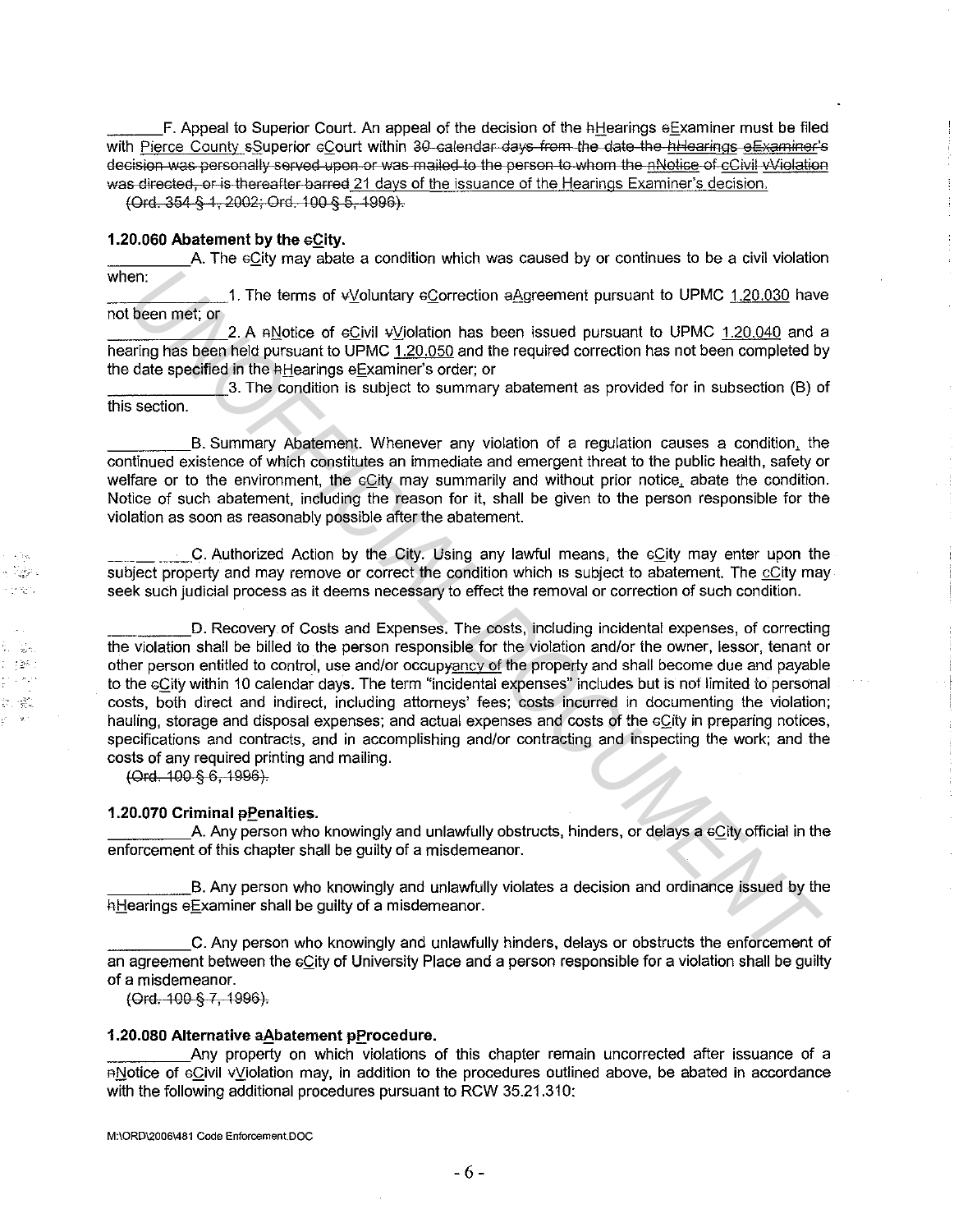_______F. Appeal to Superior Court. An appeal of the decision of the hHearings eExaminer must be filed with Pierce County sSuperior cCourt within 30 calendar days from the date the hHearings eExaminer's decision was personally served upon or was mailed to the person to whom the nNotice of cCivil vViolation was directed, or is thereafter barred 21 days of the issuance of the Hearings Examiner's decision.

(Ord. 354 § 1, 2002; Ord. 100 § 5, 1996).

**1.20.060 Abatement by the cCity.**

_________A. The cCity may abate a condition which was caused by or continues to be a civil violation when:

_____________1. The terms of vVoluntary cCorrection aAgreement pursuant to UPMC 1.20.030 have not been met; or

_____________2. A nNotice of cCivil vViolation has been issued pursuant to UPMC 1.20.040 and a hearing has been held pursuant to UPMC 1.20.050 and the required correction has not been completed by the date specified in the hHearings eExaminer's order; or

_____________3. The condition is subject to summary abatement as provided for in subsection (B) of this section.

_________B. Summary Abatement. Whenever any violation of a regulation causes a condition, the continued existence of which constitutes an immediate and emergent threat to the public health, safety or welfare or to the environment, the cCity may summarily and without prior notice, abate the condition. Notice of such abatement, including the reason for it, shall be given to the person responsible for the violation as soon as reasonably possible after the abatement.

_________C. Authorized Action by the City. Using any lawful means, the cCity may enter upon the subject property and may remove or correct the condition which is subject to abatement. The cCity may seek such judicial process as it deems necessary to effect the removal or correction of such condition.

_________D. Recovery of Costs and Expenses. The costs, including incidental expenses, of correcting the violation shall be billed to the person responsible for the violation and/or the owner, lessor, tenant or other person entitled to control, use and/or occupyancy of the property and shall become due and payable to the cCity within 10 calendar days. The term "incidental expenses" includes but is not limited to personal costs, both direct and indirect, including attorneys' fees; costs incurred in documenting the violation; hauling, storage and disposal expenses; and actual expenses and costs of the cCity in preparing notices, specifications and contracts, and in accomplishing and/or contracting and inspecting the work; and the costs of any required printing and mailing.

(Ord. 100 § 6, 1996).

**1.20.070 Criminal pPenalties.**

_________A. Any person who knowingly and unlawfully obstructs, hinders, or delays a cCity official in the enforcement of this chapter shall be guilty of a misdemeanor.

_________B. Any person who knowingly and unlawfully violates a decision and ordinance issued by the hHearings eExaminer shall be guilty of a misdemeanor.

_________C. Any person who knowingly and unlawfully hinders, delays or obstructs the enforcement of an agreement between the cCity of University Place and a person responsible for a violation shall be guilty of a misdemeanor.

(Ord. 100 § 7, 1996).

**1.20.080 Alternative aAbatement pProcedure.**

_________Any property on which violations of this chapter remain uncorrected after issuance of a nNotice of cCivil vViolation may, in addition to the procedures outlined above, be abated in accordance with the following additional procedures pursuant to RCW 35.21.310:

M:\ORD\2006\481 Code Enforcement.DOC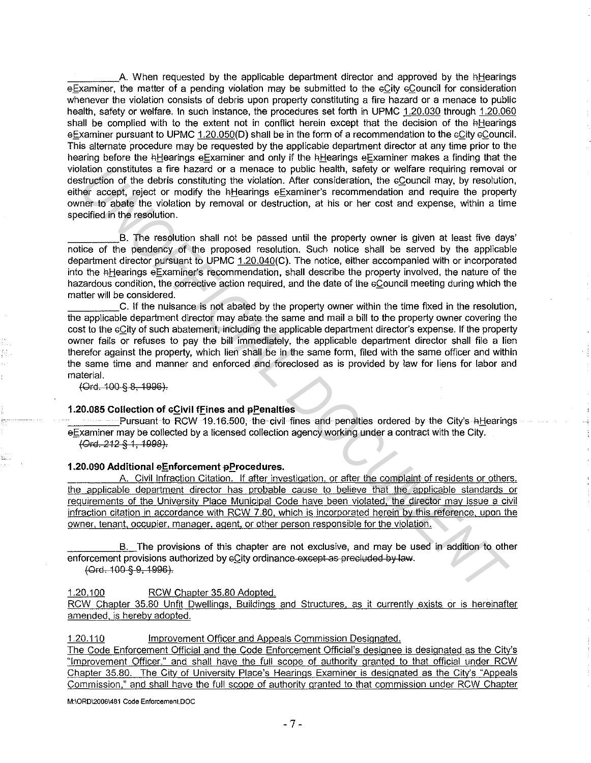A. When requested by the applicable department director and approved by the hHearings eExaminer, the matter of a pending violation may be submitted to the cCity cCouncil for consideration whenever the violation consists of debris upon property constituting a fire hazard or a menace to public health, safety or welfare. In such instance, the procedures set forth in UPMC 1.20.030 through 1.20.060 shall be complied with to the extent not in conflict herein except that the decision of the hHearings eExaminer pursuant to UPMC 1.20.050(D) shall be in the form of a recommendation to the cCity cCouncil. This alternate procedure may be requested by the applicable department director at any time prior to the hearing before the hHearings eExaminer and only if the hHearings eExaminer makes a finding that the violation constitutes a fire hazard or a menace to public health, safety or welfare requiring removal or destruction of the debris constituting the violation. After consideration, the cCouncil may, by resolution, either accept, reject or modify the hHearings eExaminer's recommendation and require the property owner to abate the violation by removal or destruction, at his or her cost and expense, within a time specified in the resolution.

B. The resolution shall not be passed until the property owner is given at least five days' notice of the pendency of the proposed resolution. Such notice shall be served by the applicable department director pursuant to UPMC 1.20.040(C). The notice, either accompanied with or incorporated into the hHearings eExaminer's recommendation, shall describe the property involved, the nature of the hazardous condition, the corrective action required, and the date of the cCouncil meeting during which the matter will be considered.

C. If the nuisance is not abated by the property owner within the time fixed in the resolution, the applicable department director may abate the same and mail a bill to the property owner covering the cost to the cCity of such abatement, including the applicable department director's expense. If the property owner fails or refuses to pay the bill immediately, the applicable department director shall file a lien therefor against the property, which lien shall be in the same form, filed with the same officer and within the same time and manner and enforced and foreclosed as is provided by law for liens for labor and material.

~~(Ord. 100 § 8, 1996).~~

**1.20.085 Collection of cCivil fFines and pPenalties**

Pursuant to RCW 19.16.500, the civil fines and penalties ordered by the City's hHearings eExaminer may be collected by a licensed collection agency working under a contract with the City.

~~(Ord. 212 § 1, 1998).~~

**1.20.090 Additional eEnforcement pProcedures.**

A. Civil Infraction Citation. If after investigation, or after the complaint of residents or others, the applicable department director has probable cause to believe that the applicable standards or requirements of the University Place Municipal Code have been violated, the director may issue a civil infraction citation in accordance with RCW 7.80, which is incorporated herein by this reference, upon the owner, tenant, occupier, manager, agent, or other person responsible for the violation.

B. The provisions of this chapter are not exclusive, and may be used in addition to other enforcement provisions authorized by cCity ordinance ~~except as precluded by law~~.

~~(Ord. 100 § 9, 1996).~~

1.20.100 RCW Chapter 35.80 Adopted.

RCW Chapter 35.80 Unfit Dwellings, Buildings and Structures, as it currently exists or is hereinafter amended, is hereby adopted.

1.20.110 Improvement Officer and Appeals Commission Designated.

The Code Enforcement Official and the Code Enforcement Official's designee is designated as the City's "Improvement Officer," and shall have the full scope of authority granted to that official under RCW Chapter 35.80. The City of University Place's Hearings Examiner is designated as the City's "Appeals Commission," and shall have the full scope of authority granted to that commission under RCW Chapter

M:\ORD\2006\481 Code Enforcement.DOC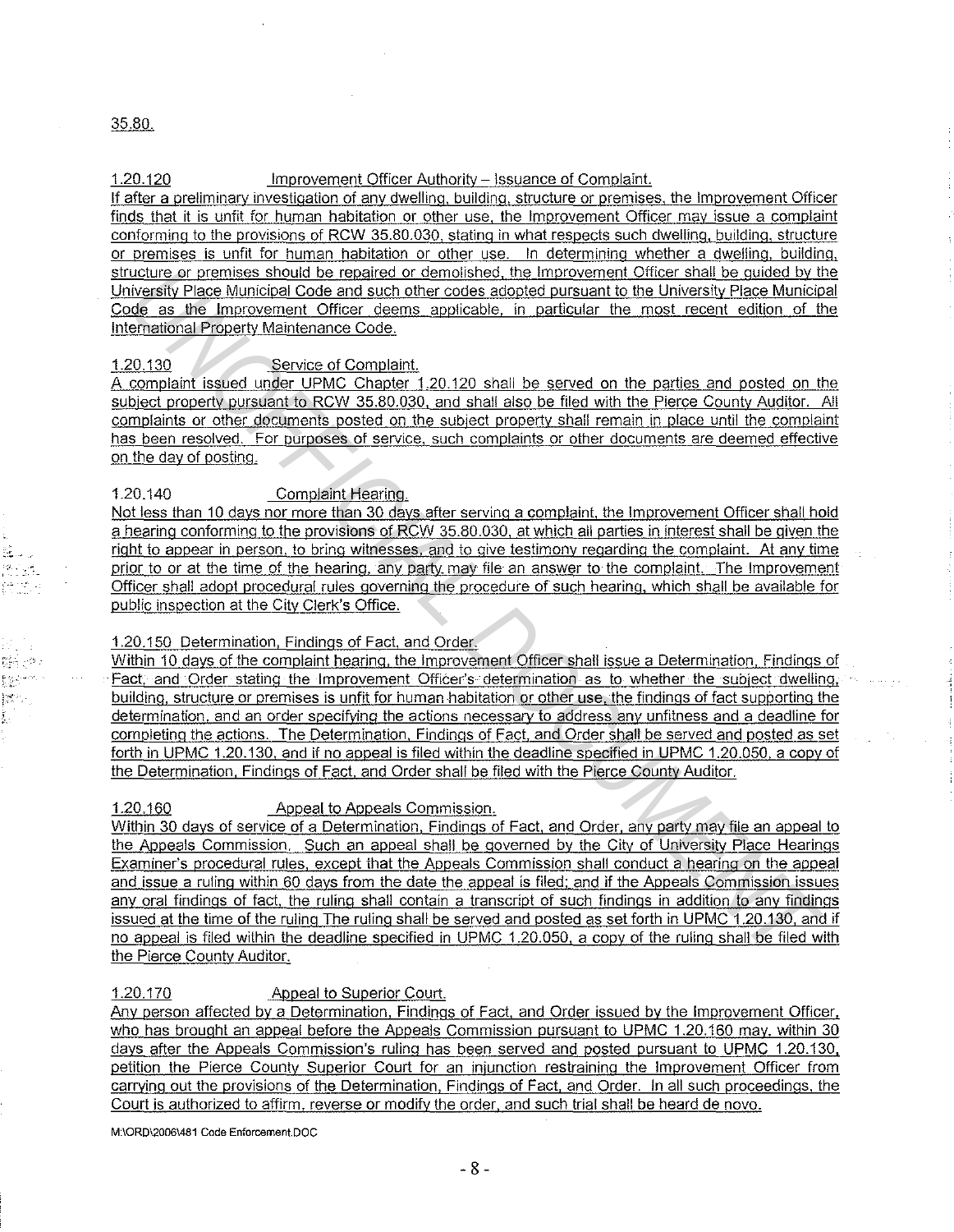35.80.

1.20.120 Improvement Officer Authority – Issuance of Complaint.
If after a preliminary investigation of any dwelling, building, structure or premises, the Improvement Officer finds that it is unfit for human habitation or other use, the Improvement Officer may issue a complaint conforming to the provisions of RCW 35.80.030, stating in what respects such dwelling, building, structure or premises is unfit for human habitation or other use. In determining whether a dwelling, building, structure or premises should be repaired or demolished, the Improvement Officer shall be guided by the University Place Municipal Code and such other codes adopted pursuant to the University Place Municipal Code as the Improvement Officer deems applicable, in particular the most recent edition of the International Property Maintenance Code.

1.20.130 Service of Complaint.
A complaint issued under UPMC Chapter 1.20.120 shall be served on the parties and posted on the subject property pursuant to RCW 35.80.030, and shall also be filed with the Pierce County Auditor. All complaints or other documents posted on the subject property shall remain in place until the complaint has been resolved. For purposes of service, such complaints or other documents are deemed effective on the day of posting.

1.20.140 Complaint Hearing.
Not less than 10 days nor more than 30 days after serving a complaint, the Improvement Officer shall hold a hearing conforming to the provisions of RCW 35.80.030, at which all parties in interest shall be given the right to appear in person, to bring witnesses, and to give testimony regarding the complaint. At any time prior to or at the time of the hearing, any party may file an answer to the complaint. The Improvement Officer shall adopt procedural rules governing the procedure of such hearing, which shall be available for public inspection at the City Clerk's Office.

1.20.150 Determination, Findings of Fact, and Order.
Within 10 days of the complaint hearing, the Improvement Officer shall issue a Determination, Findings of Fact, and Order stating the Improvement Officer's determination as to whether the subject dwelling, building, structure or premises is unfit for human habitation or other use, the findings of fact supporting the determination, and an order specifying the actions necessary to address any unfitness and a deadline for completing the actions. The Determination, Findings of Fact, and Order shall be served and posted as set forth in UPMC 1.20.130, and if no appeal is filed within the deadline specified in UPMC 1.20.050, a copy of the Determination, Findings of Fact, and Order shall be filed with the Pierce County Auditor.

1.20.160 Appeal to Appeals Commission.
Within 30 days of service of a Determination, Findings of Fact, and Order, any party may file an appeal to the Appeals Commission. Such an appeal shall be governed by the City of University Place Hearings Examiner's procedural rules, except that the Appeals Commission shall conduct a hearing on the appeal and issue a ruling within 60 days from the date the appeal is filed; and if the Appeals Commission issues any oral findings of fact, the ruling shall contain a transcript of such findings in addition to any findings issued at the time of the ruling The ruling shall be served and posted as set forth in UPMC 1.20.130, and if no appeal is filed within the deadline specified in UPMC 1.20.050, a copy of the ruling shall be filed with the Pierce County Auditor.

1.20.170 Appeal to Superior Court.
Any person affected by a Determination, Findings of Fact, and Order issued by the Improvement Officer, who has brought an appeal before the Appeals Commission pursuant to UPMC 1.20.160 may, within 30 days after the Appeals Commission's ruling has been served and posted pursuant to UPMC 1.20.130, petition the Pierce County Superior Court for an injunction restraining the Improvement Officer from carrying out the provisions of the Determination, Findings of Fact, and Order. In all such proceedings, the Court is authorized to affirm, reverse or modify the order, and such trial shall be heard de novo.

M:\ORD\2006\481 Code Enforcement.DOC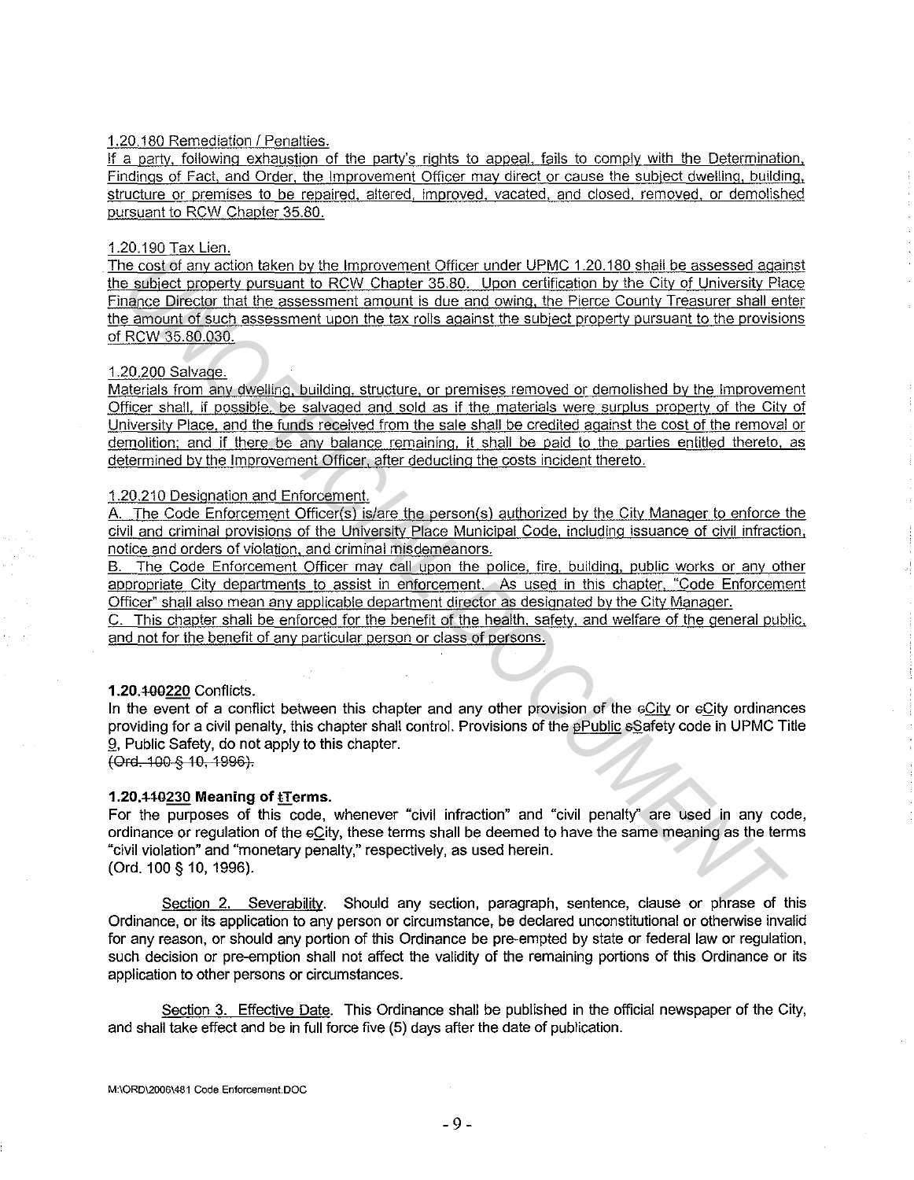1.20.180 Remediation / Penalties.

If a party, following exhaustion of the party's rights to appeal, fails to comply with the Determination, Findings of Fact, and Order, the Improvement Officer may direct or cause the subject dwelling, building, structure or premises to be repaired, altered, improved, vacated, and closed, removed, or demolished pursuant to RCW Chapter 35.80.

1.20.190 Tax Lien.

The cost of any action taken by the Improvement Officer under UPMC 1.20.180 shall be assessed against the subject property pursuant to RCW Chapter 35.80. Upon certification by the City of University Place Finance Director that the assessment amount is due and owing, the Pierce County Treasurer shall enter the amount of such assessment upon the tax rolls against the subject property pursuant to the provisions of RCW 35.80.030.

1.20.200 Salvage.

Materials from any dwelling, building, structure, or premises removed or demolished by the Improvement Officer shall, if possible, be salvaged and sold as if the materials were surplus property of the City of University Place, and the funds received from the sale shall be credited against the cost of the removal or demolition; and if there be any balance remaining, it shall be paid to the parties entitled thereto, as determined by the Improvement Officer, after deducting the costs incident thereto.

1.20.210 Designation and Enforcement.

A. The Code Enforcement Officer(s) is/are the person(s) authorized by the City Manager to enforce the civil and criminal provisions of the University Place Municipal Code, including issuance of civil infraction, notice and orders of violation, and criminal misdemeanors.

B. The Code Enforcement Officer may call upon the police, fire, building, public works or any other appropriate City departments to assist in enforcement. As used in this chapter, "Code Enforcement Officer" shall also mean any applicable department director as designated by the City Manager.

C. This chapter shall be enforced for the benefit of the health, safety, and welfare of the general public, and not for the benefit of any particular person or class of persons.

**1.20.~~100~~220** Conflicts.

In the event of a conflict between this chapter and any other provision of the ~~c~~City or ~~c~~City ordinances providing for a civil penalty, this chapter shall control. Provisions of the ~~p~~Public ~~s~~Safety code in UPMC Title 9, Public Safety, do not apply to this chapter.

~~(Ord. 100 § 10, 1996).~~

**1.20.~~110~~230 Meaning of ~~t~~Terms.**

For the purposes of this code, whenever "civil infraction" and "civil penalty" are used in any code, ordinance or regulation of the ~~c~~City, these terms shall be deemed to have the same meaning as the terms "civil violation" and "monetary penalty," respectively, as used herein.

(Ord. 100 § 10, 1996).

Section 2. Severability. Should any section, paragraph, sentence, clause or phrase of this Ordinance, or its application to any person or circumstance, be declared unconstitutional or otherwise invalid for any reason, or should any portion of this Ordinance be pre-empted by state or federal law or regulation, such decision or pre-emption shall not affect the validity of the remaining portions of this Ordinance or its application to other persons or circumstances.

Section 3. Effective Date. This Ordinance shall be published in the official newspaper of the City, and shall take effect and be in full force five (5) days after the date of publication.

M:\ORD\2006\481 Code Enforcement.DOC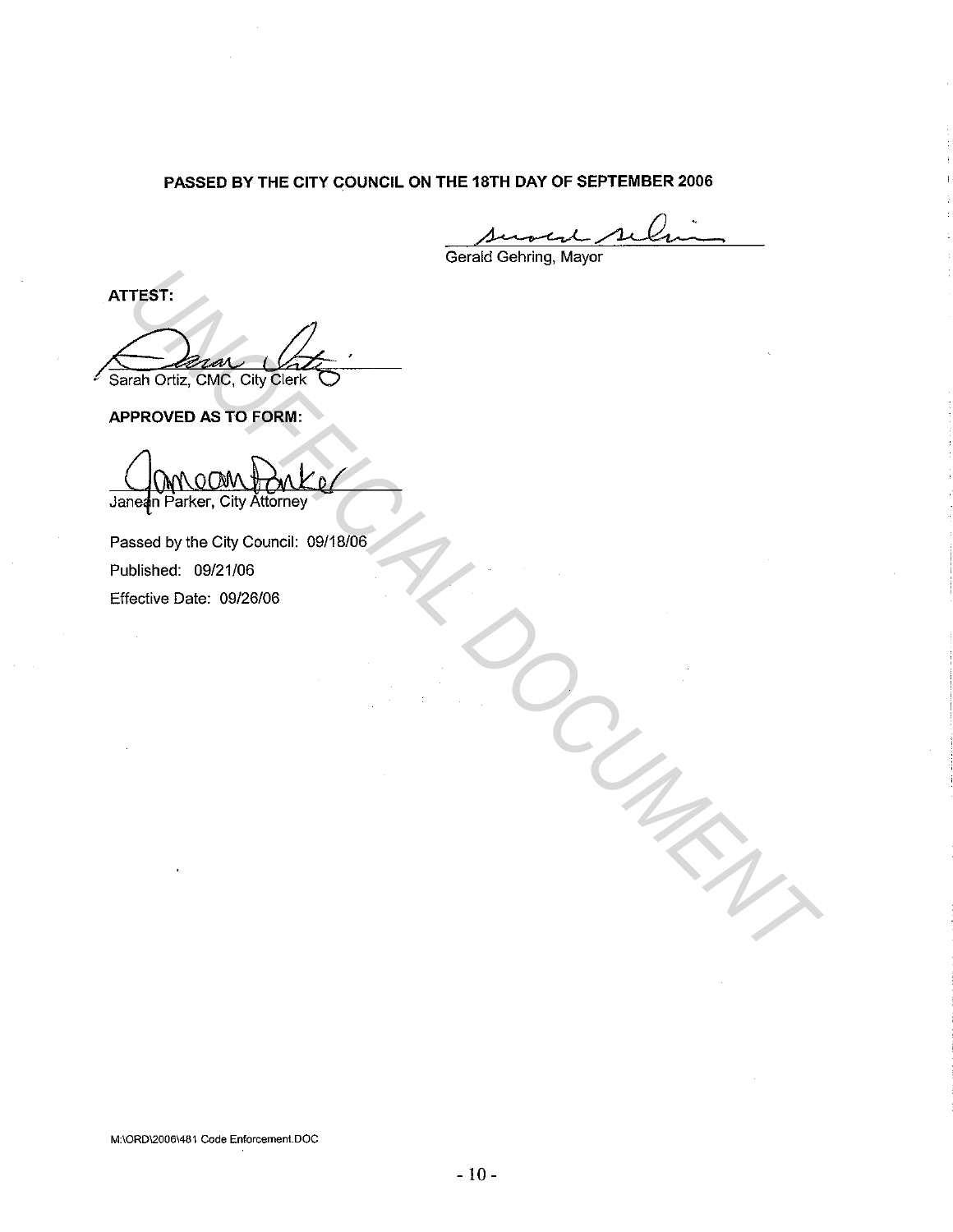**PASSED BY THE CITY COUNCIL ON THE 18TH DAY OF SEPTEMBER 2006**

Gerald Gehring, Mayor

**ATTEST:**

Sarah Ortiz, CMC, City Clerk

**APPROVED AS TO FORM:**

Janean Parker, City Attorney

Passed by the City Council: 09/18/06

Published: 09/21/06

Effective Date: 09/26/06

UNOFFICIAL DOCUMENT

M:\ORD\2006\481 Code Enforcement.DOC